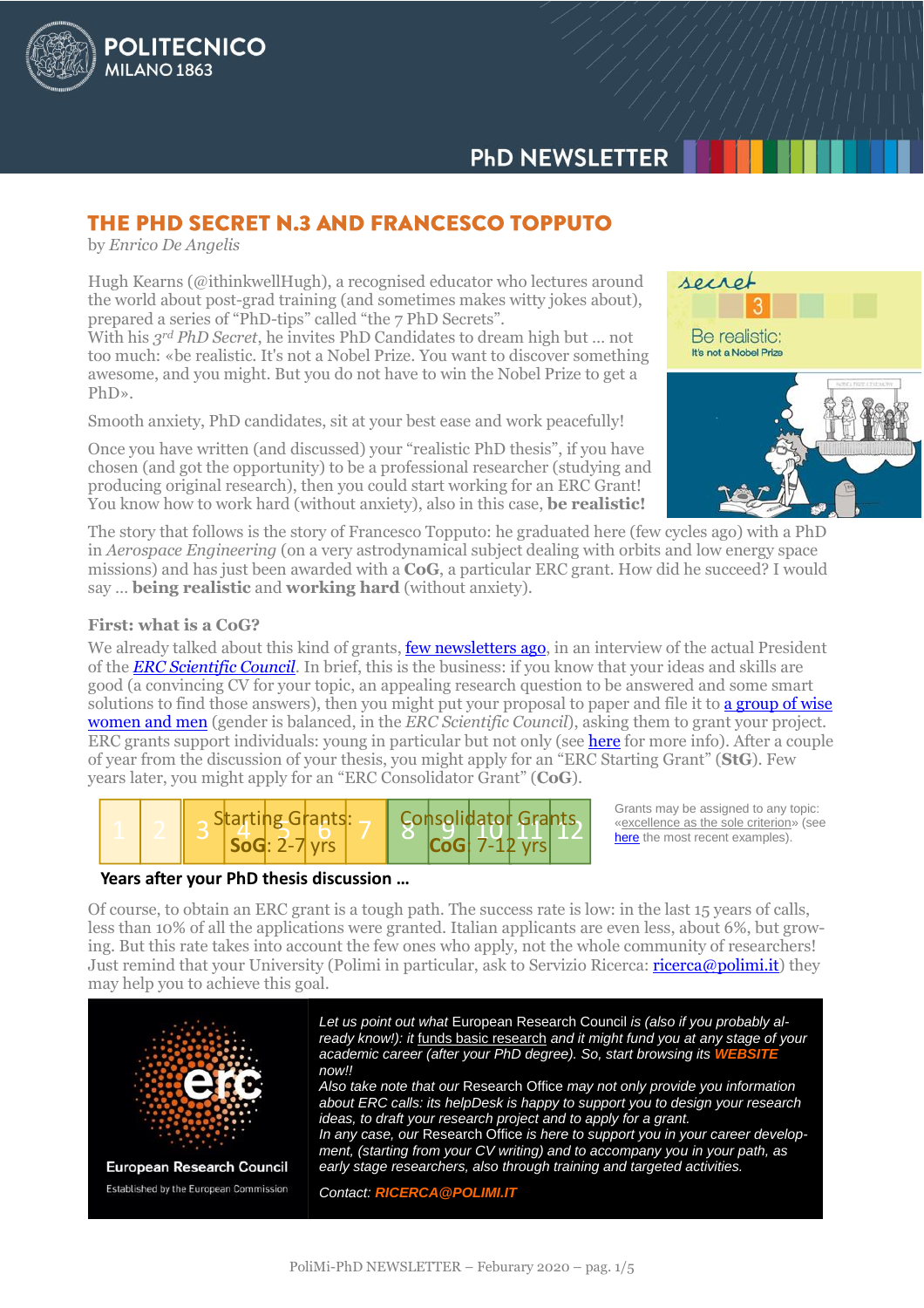# THE PHD SECRET N.3 AND FRANCESCO TOPPUTO

by *Enrico De Angelis*

Hugh Kearns (@ithinkwellHugh), a recognised educator who lectures around the world about post-grad training (and sometimes makes witty jokes about), prepared a series of "PhD-tips" called "the 7 PhD Secrets".
With his *3rd PhD Secret*, he invites PhD Candidates to dream high but … not too much: «be realistic. It's not a Nobel Prize. You want to discover something awesome, and you might. But you do not have to win the Nobel Prize to get a PhD».

Smooth anxiety, PhD candidates, sit at your best ease and work peacefully!

Once you have written (and discussed) your "realistic PhD thesis", if you have chosen (and got the opportunity) to be a professional researcher (studying and producing original research), then you could start working for an ERC Grant! You know how to work hard (without anxiety), also in this case, **be realistic!**

The story that follows is the story of Francesco Topputo: he graduated here (few cycles ago) with a PhD in *Aerospace Engineering* (on a very astrodynamical subject dealing with orbits and low energy space missions) and has just been awarded with a **CoG**, a particular ERC grant. How did he succeed? I would say … **being realistic** and **working hard** (without anxiety).

### First: what is a CoG?

We already talked about this kind of grants, few newsletters ago, in an interview of the actual President of the *ERC Scientific Council*. In brief, this is the business: if you know that your ideas and skills are good (a convincing CV for your topic, an appealing research question to be answered and some smart solutions to find those answers), then you might put your proposal to paper and file it to a group of wise women and men (gender is balanced, in the *ERC Scientific Council*), asking them to grant your project. ERC grants support individuals: young in particular but not only (see here for more info). After a couple of year from the discussion of your thesis, you might apply for an "ERC Starting Grant" (**StG**). Few years later, you might apply for an "ERC Consolidator Grant" (**CoG**).

| 1 | 2 | 3 | 4 | 5 | 6 | 7 | 8 | 9 | 10 | 11 | 12 |
|---|---|---|---|---|---|---|---|---|---|---|---|
| | | Starting Grants: **SoG**: 2-7 yrs | | | | | Consolidator Grants **CoG**: 7-12 yrs | | | | |

**Years after your PhD thesis discussion …**

Grants may be assigned to any topic: «excellence as the sole criterion» (see here the most recent examples).

Of course, to obtain an ERC grant is a tough path. The success rate is low: in the last 15 years of calls, less than 10% of all the applications were granted. Italian applicants are even less, about 6%, but growing. But this rate takes into account the few ones who apply, not the whole community of researchers! Just remind that your University (Polimi in particular, ask to Servizio Ricerca: ricerca@polimi.it) they may help you to achieve this goal.

European Research Council
Established by the European Commission

*Let us point out what* European Research Council *is (also if you probably already know!): it* funds basic research *and it might fund you at any stage of your academic career (after your PhD degree). So, start browsing its* ***WEBSITE*** *now!!*
*Also take note that our* Research Office *may not only provide you information about ERC calls: its helpDesk is happy to support you to design your research ideas, to draft your research project and to apply for a grant.*
*In any case, our* Research Office *is here to support you in your career development, (starting from your CV writing) and to accompany you in your path, as early stage researchers, also through training and targeted activities.*

*Contact:* ***RICERCA@POLIMI.IT***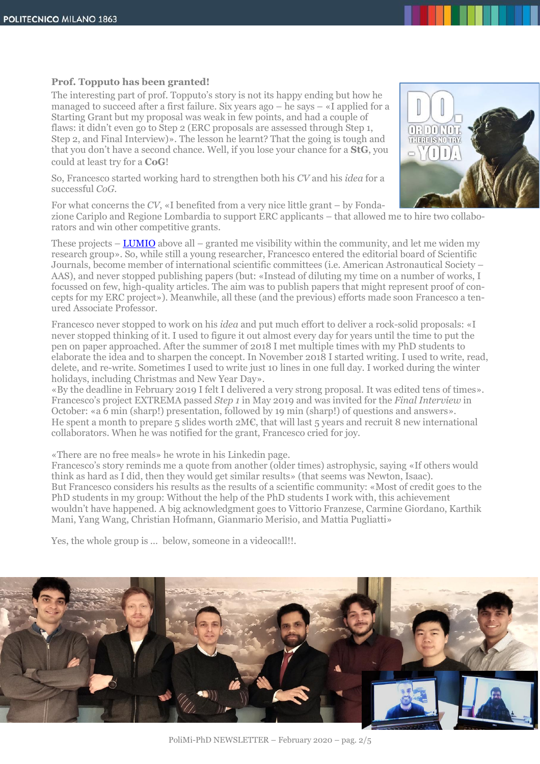**Prof. Topputo has been granted!**

The interesting part of prof. Topputo's story is not its happy ending but how he managed to succeed after a first failure. Six years ago – he says – «I applied for a Starting Grant but my proposal was weak in few points, and had a couple of flaws: it didn't even go to Step 2 (ERC proposals are assessed through Step 1, Step 2, and Final Interview)». The lesson he learnt? That the going is tough and that you don't have a second chance. Well, if you lose your chance for a **StG**, you could at least try for a **CoG**!

So, Francesco started working hard to strengthen both his *CV* and his *idea* for a successful *CoG*.

For what concerns the *CV*, «I benefited from a very nice little grant – by Fondazione Cariplo and Regione Lombardia to support ERC applicants – that allowed me to hire two collaborators and win other competitive grants.

These projects – LUMIO above all – granted me visibility within the community, and let me widen my research group». So, while still a young researcher, Francesco entered the editorial board of Scientific Journals, become member of international scientific committees (i.e. American Astronautical Society – AAS), and never stopped publishing papers (but: «Instead of diluting my time on a number of works, I focussed on few, high-quality articles. The aim was to publish papers that might represent proof of concepts for my ERC project»). Meanwhile, all these (and the previous) efforts made soon Francesco a tenured Associate Professor.

Francesco never stopped to work on his *idea* and put much effort to deliver a rock-solid proposals: «I never stopped thinking of it. I used to figure it out almost every day for years until the time to put the pen on paper approached. After the summer of 2018 I met multiple times with my PhD students to elaborate the idea and to sharpen the concept. In November 2018 I started writing. I used to write, read, delete, and re-write. Sometimes I used to write just 10 lines in one full day. I worked during the winter holidays, including Christmas and New Year Day».
«By the deadline in February 2019 I delivered a very strong proposal. It was edited tens of times».
Francesco's project EXTREMA passed *Step 1* in May 2019 and was invited for the *Final Interview* in October: «a 6 min (sharp!) presentation, followed by 19 min (sharp!) of questions and answers».
He spent a month to prepare 5 slides worth 2M€, that will last 5 years and recruit 8 new international collaborators. When he was notified for the grant, Francesco cried for joy.

«There are no free meals» he wrote in his Linkedin page.
Francesco's story reminds me a quote from another (older times) astrophysic, saying «If others would think as hard as I did, then they would get similar results» (that seems was Newton, Isaac).
But Francesco considers his results as the results of a scientific community: «Most of credit goes to the PhD students in my group: Without the help of the PhD students I work with, this achievement wouldn't have happened. A big acknowledgment goes to Vittorio Franzese, Carmine Giordano, Karthik Mani, Yang Wang, Christian Hofmann, Gianmario Merisio, and Mattia Pugliatti»

Yes, the whole group is … below, someone in a videocall!!.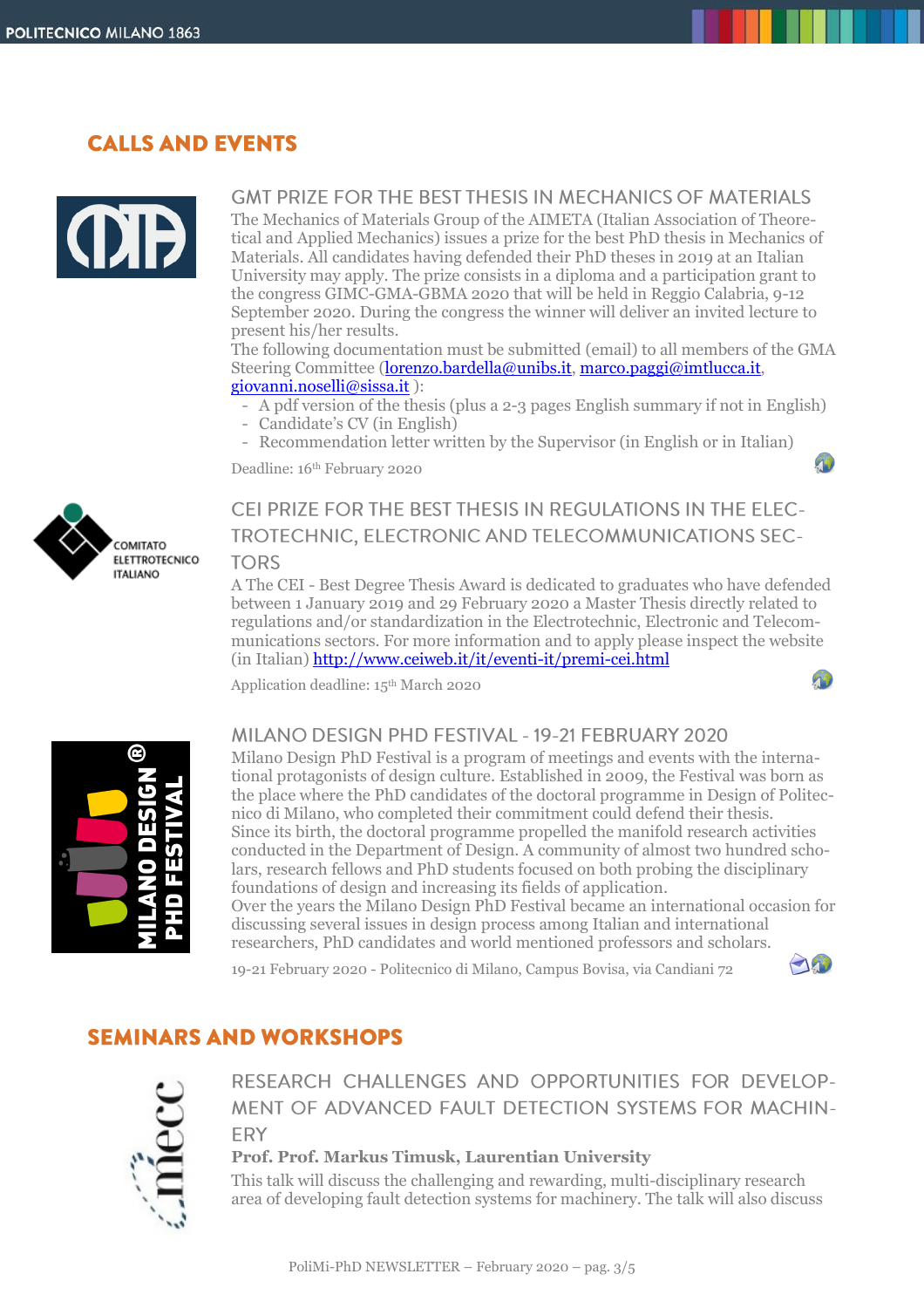## CALLS AND EVENTS

### GMT PRIZE FOR THE BEST THESIS IN MECHANICS OF MATERIALS

The Mechanics of Materials Group of the AIMETA (Italian Association of Theoretical and Applied Mechanics) issues a prize for the best PhD thesis in Mechanics of Materials. All candidates having defended their PhD theses in 2019 at an Italian University may apply. The prize consists in a diploma and a participation grant to the congress GIMC-GMA-GBMA 2020 that will be held in Reggio Calabria, 9-12 September 2020. During the congress the winner will deliver an invited lecture to present his/her results.

The following documentation must be submitted (email) to all members of the GMA Steering Committee (lorenzo.bardella@unibs.it, marco.paggi@imtlucca.it, giovanni.noselli@sissa.it ):

- A pdf version of the thesis (plus a 2-3 pages English summary if not in English)
- Candidate's CV (in English)
- Recommendation letter written by the Supervisor (in English or in Italian)

Deadline: 16th February 2020

### CEI PRIZE FOR THE BEST THESIS IN REGULATIONS IN THE ELECTROTECHNIC, ELECTRONIC AND TELECOMMUNICATIONS SECTORS

A The CEI - Best Degree Thesis Award is dedicated to graduates who have defended between 1 January 2019 and 29 February 2020 a Master Thesis directly related to regulations and/or standardization in the Electrotechnic, Electronic and Telecommunications sectors. For more information and to apply please inspect the website (in Italian) http://www.ceiweb.it/it/eventi-it/premi-cei.html

Application deadline: 15th March 2020

### MILANO DESIGN PHD FESTIVAL - 19-21 FEBRUARY 2020

Milano Design PhD Festival is a program of meetings and events with the international protagonists of design culture. Established in 2009, the Festival was born as the place where the PhD candidates of the doctoral programme in Design of Politecnico di Milano, who completed their commitment could defend their thesis.

Since its birth, the doctoral programme propelled the manifold research activities conducted in the Department of Design. A community of almost two hundred scholars, research fellows and PhD students focused on both probing the disciplinary foundations of design and increasing its fields of application.

Over the years the Milano Design PhD Festival became an international occasion for discussing several issues in design process among Italian and international researchers, PhD candidates and world mentioned professors and scholars.

19-21 February 2020 - Politecnico di Milano, Campus Bovisa, via Candiani 72

## SEMINARS AND WORKSHOPS

### RESEARCH CHALLENGES AND OPPORTUNITIES FOR DEVELOPMENT OF ADVANCED FAULT DETECTION SYSTEMS FOR MACHINERY

**Prof. Prof. Markus Timusk, Laurentian University**

This talk will discuss the challenging and rewarding, multi-disciplinary research area of developing fault detection systems for machinery. The talk will also discuss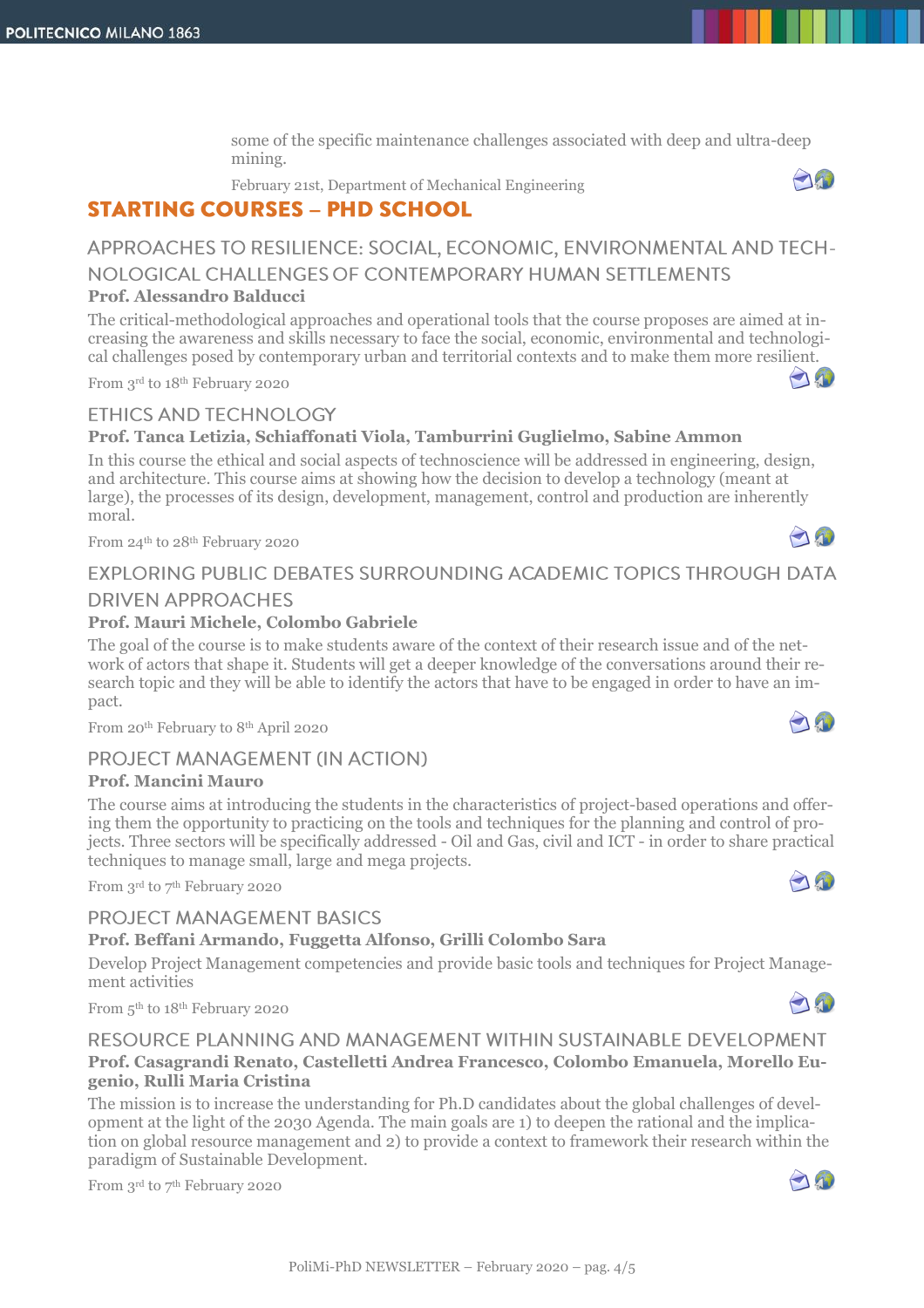some of the specific maintenance challenges associated with deep and ultra-deep mining.

February 21st, Department of Mechanical Engineering

## STARTING COURSES – PHD SCHOOL

### APPROACHES TO RESILIENCE: SOCIAL, ECONOMIC, ENVIRONMENTAL AND TECHNOLOGICAL CHALLENGES OF CONTEMPORARY HUMAN SETTLEMENTS

**Prof. Alessandro Balducci**

The critical-methodological approaches and operational tools that the course proposes are aimed at increasing the awareness and skills necessary to face the social, economic, environmental and technological challenges posed by contemporary urban and territorial contexts and to make them more resilient.

From 3rd to 18th February 2020

### ETHICS AND TECHNOLOGY

**Prof. Tanca Letizia, Schiaffonati Viola, Tamburrini Guglielmo, Sabine Ammon**

In this course the ethical and social aspects of technoscience will be addressed in engineering, design, and architecture. This course aims at showing how the decision to develop a technology (meant at large), the processes of its design, development, management, control and production are inherently moral.

From 24th to 28th February 2020

### EXPLORING PUBLIC DEBATES SURROUNDING ACADEMIC TOPICS THROUGH DATA DRIVEN APPROACHES

**Prof. Mauri Michele, Colombo Gabriele**

The goal of the course is to make students aware of the context of their research issue and of the network of actors that shape it. Students will get a deeper knowledge of the conversations around their research topic and they will be able to identify the actors that have to be engaged in order to have an impact.

From 20th February to 8th April 2020

### PROJECT MANAGEMENT (IN ACTION)

**Prof. Mancini Mauro**

The course aims at introducing the students in the characteristics of project-based operations and offering them the opportunity to practicing on the tools and techniques for the planning and control of projects. Three sectors will be specifically addressed - Oil and Gas, civil and ICT - in order to share practical techniques to manage small, large and mega projects.

From 3rd to 7th February 2020

### PROJECT MANAGEMENT BASICS

**Prof. Beffani Armando, Fuggetta Alfonso, Grilli Colombo Sara**

Develop Project Management competencies and provide basic tools and techniques for Project Management activities

From 5th to 18th February 2020

### RESOURCE PLANNING AND MANAGEMENT WITHIN SUSTAINABLE DEVELOPMENT

**Prof. Casagrandi Renato, Castelletti Andrea Francesco, Colombo Emanuela, Morello Eugenio, Rulli Maria Cristina**

The mission is to increase the understanding for Ph.D candidates about the global challenges of development at the light of the 2030 Agenda. The main goals are 1) to deepen the rational and the implication on global resource management and 2) to provide a context to framework their research within the paradigm of Sustainable Development.

From 3rd to 7th February 2020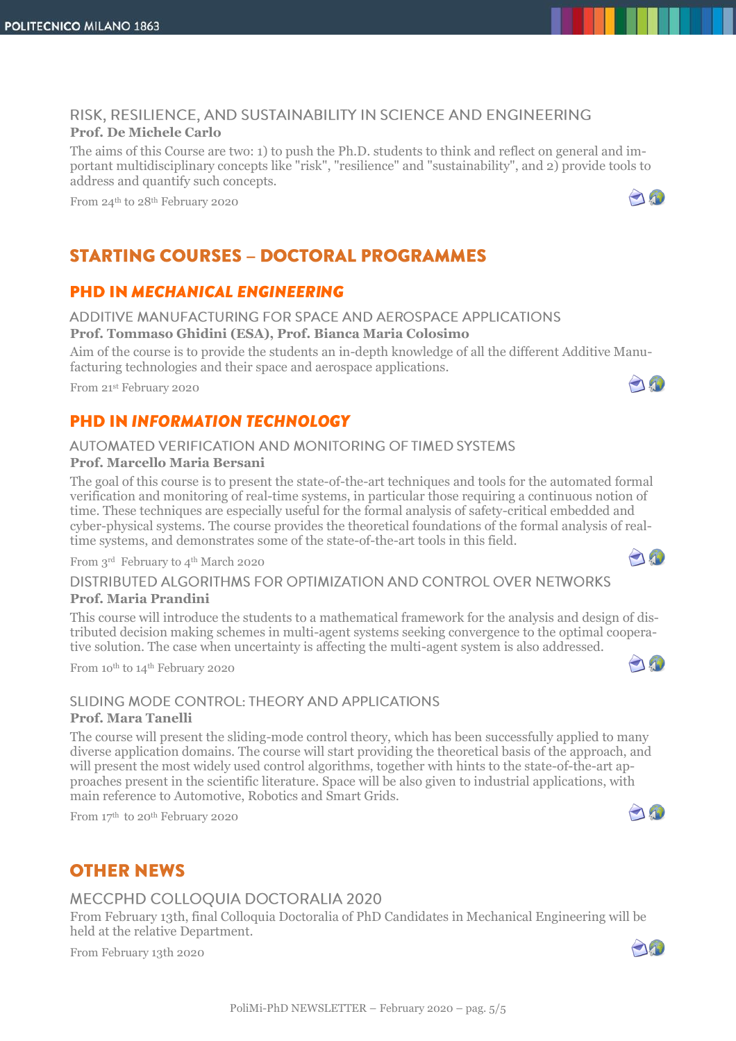### RISK, RESILIENCE, AND SUSTAINABILITY IN SCIENCE AND ENGINEERING

**Prof. De Michele Carlo**

The aims of this Course are two: 1) to push the Ph.D. students to think and reflect on general and important multidisciplinary concepts like "risk", "resilience" and "sustainability", and 2) provide tools to address and quantify such concepts.

From 24th to 28th February 2020

## STARTING COURSES – DOCTORAL PROGRAMMES

### PHD IN *MECHANICAL ENGINEERING*

#### ADDITIVE MANUFACTURING FOR SPACE AND AEROSPACE APPLICATIONS

**Prof. Tommaso Ghidini (ESA), Prof. Bianca Maria Colosimo**

Aim of the course is to provide the students an in-depth knowledge of all the different Additive Manufacturing technologies and their space and aerospace applications.

From 21st February 2020

### PHD IN *INFORMATION TECHNOLOGY*

#### AUTOMATED VERIFICATION AND MONITORING OF TIMED SYSTEMS

**Prof. Marcello Maria Bersani**

The goal of this course is to present the state-of-the-art techniques and tools for the automated formal verification and monitoring of real-time systems, in particular those requiring a continuous notion of time. These techniques are especially useful for the formal analysis of safety-critical embedded and cyber-physical systems. The course provides the theoretical foundations of the formal analysis of real-time systems, and demonstrates some of the state-of-the-art tools in this field.

From 3rd February to 4th March 2020

#### DISTRIBUTED ALGORITHMS FOR OPTIMIZATION AND CONTROL OVER NETWORKS

**Prof. Maria Prandini**

This course will introduce the students to a mathematical framework for the analysis and design of distributed decision making schemes in multi-agent systems seeking convergence to the optimal cooperative solution. The case when uncertainty is affecting the multi-agent system is also addressed.

From 10th to 14th February 2020

#### SLIDING MODE CONTROL: THEORY AND APPLICATIONS

**Prof. Mara Tanelli**

The course will present the sliding-mode control theory, which has been successfully applied to many diverse application domains. The course will start providing the theoretical basis of the approach, and will present the most widely used control algorithms, together with hints to the state-of-the-art approaches present in the scientific literature. Space will be also given to industrial applications, with main reference to Automotive, Robotics and Smart Grids.

From 17th to 20th February 2020

## OTHER NEWS

### MECCPHD COLLOQUIA DOCTORALIA 2020

From February 13th, final Colloquia Doctoralia of PhD Candidates in Mechanical Engineering will be held at the relative Department.

From February 13th 2020